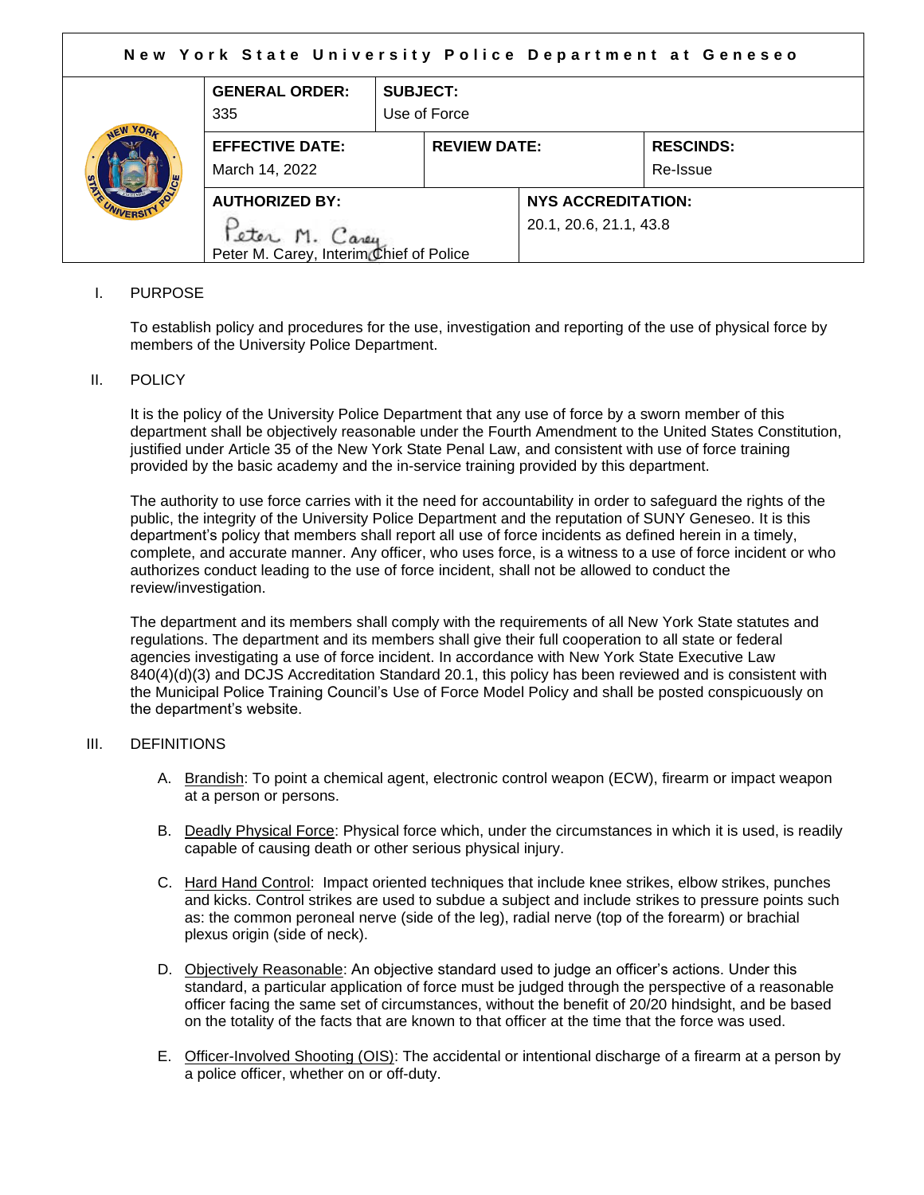# New York State University Police Department at Geneseo

| | | | |
|---|---|---|---|
| **GENERAL ORDER:** 335 | **SUBJECT:** Use of Force | | |
| **EFFECTIVE DATE:** March 14, 2022 | **REVIEW DATE:** | | **RESCINDS:** Re-Issue |
| **AUTHORIZED BY:** Peter M. Carey, Interim Chief of Police | | **NYS ACCREDITATION:** 20.1, 20.6, 21.1, 43.8 | |

## I. PURPOSE

To establish policy and procedures for the use, investigation and reporting of the use of physical force by members of the University Police Department.

## II. POLICY

It is the policy of the University Police Department that any use of force by a sworn member of this department shall be objectively reasonable under the Fourth Amendment to the United States Constitution, justified under Article 35 of the New York State Penal Law, and consistent with use of force training provided by the basic academy and the in-service training provided by this department.

The authority to use force carries with it the need for accountability in order to safeguard the rights of the public, the integrity of the University Police Department and the reputation of SUNY Geneseo. It is this department's policy that members shall report all use of force incidents as defined herein in a timely, complete, and accurate manner. Any officer, who uses force, is a witness to a use of force incident or who authorizes conduct leading to the use of force incident, shall not be allowed to conduct the review/investigation.

The department and its members shall comply with the requirements of all New York State statutes and regulations. The department and its members shall give their full cooperation to all state or federal agencies investigating a use of force incident. In accordance with New York State Executive Law 840(4)(d)(3) and DCJS Accreditation Standard 20.1, this policy has been reviewed and is consistent with the Municipal Police Training Council's Use of Force Model Policy and shall be posted conspicuously on the department's website.

## III. DEFINITIONS

A. Brandish: To point a chemical agent, electronic control weapon (ECW), firearm or impact weapon at a person or persons.

B. Deadly Physical Force: Physical force which, under the circumstances in which it is used, is readily capable of causing death or other serious physical injury.

C. Hard Hand Control: Impact oriented techniques that include knee strikes, elbow strikes, punches and kicks. Control strikes are used to subdue a subject and include strikes to pressure points such as: the common peroneal nerve (side of the leg), radial nerve (top of the forearm) or brachial plexus origin (side of neck).

D. Objectively Reasonable: An objective standard used to judge an officer's actions. Under this standard, a particular application of force must be judged through the perspective of a reasonable officer facing the same set of circumstances, without the benefit of 20/20 hindsight, and be based on the totality of the facts that are known to that officer at the time that the force was used.

E. Officer-Involved Shooting (OIS): The accidental or intentional discharge of a firearm at a person by a police officer, whether on or off-duty.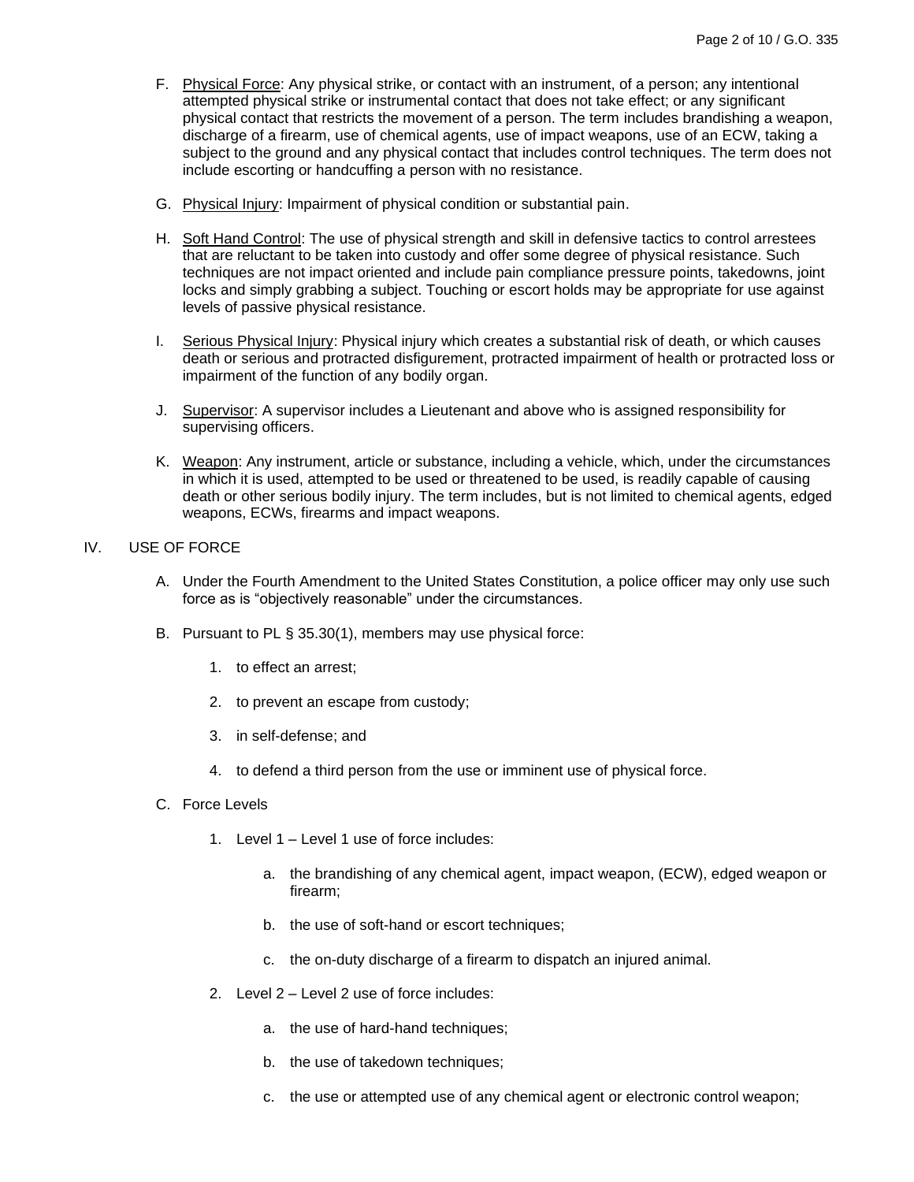F. Physical Force: Any physical strike, or contact with an instrument, of a person; any intentional attempted physical strike or instrumental contact that does not take effect; or any significant physical contact that restricts the movement of a person. The term includes brandishing a weapon, discharge of a firearm, use of chemical agents, use of impact weapons, use of an ECW, taking a subject to the ground and any physical contact that includes control techniques. The term does not include escorting or handcuffing a person with no resistance.

G. Physical Injury: Impairment of physical condition or substantial pain.

H. Soft Hand Control: The use of physical strength and skill in defensive tactics to control arrestees that are reluctant to be taken into custody and offer some degree of physical resistance. Such techniques are not impact oriented and include pain compliance pressure points, takedowns, joint locks and simply grabbing a subject. Touching or escort holds may be appropriate for use against levels of passive physical resistance.

I. Serious Physical Injury: Physical injury which creates a substantial risk of death, or which causes death or serious and protracted disfigurement, protracted impairment of health or protracted loss or impairment of the function of any bodily organ.

J. Supervisor: A supervisor includes a Lieutenant and above who is assigned responsibility for supervising officers.

K. Weapon: Any instrument, article or substance, including a vehicle, which, under the circumstances in which it is used, attempted to be used or threatened to be used, is readily capable of causing death or other serious bodily injury. The term includes, but is not limited to chemical agents, edged weapons, ECWs, firearms and impact weapons.

## IV. USE OF FORCE

A. Under the Fourth Amendment to the United States Constitution, a police officer may only use such force as is "objectively reasonable" under the circumstances.

B. Pursuant to PL § 35.30(1), members may use physical force:

1. to effect an arrest;
2. to prevent an escape from custody;
3. in self-defense; and
4. to defend a third person from the use or imminent use of physical force.

C. Force Levels

1. Level 1 – Level 1 use of force includes:

   a. the brandishing of any chemical agent, impact weapon, (ECW), edged weapon or firearm;

   b. the use of soft-hand or escort techniques;

   c. the on-duty discharge of a firearm to dispatch an injured animal.

2. Level 2 – Level 2 use of force includes:

   a. the use of hard-hand techniques;

   b. the use of takedown techniques;

   c. the use or attempted use of any chemical agent or electronic control weapon;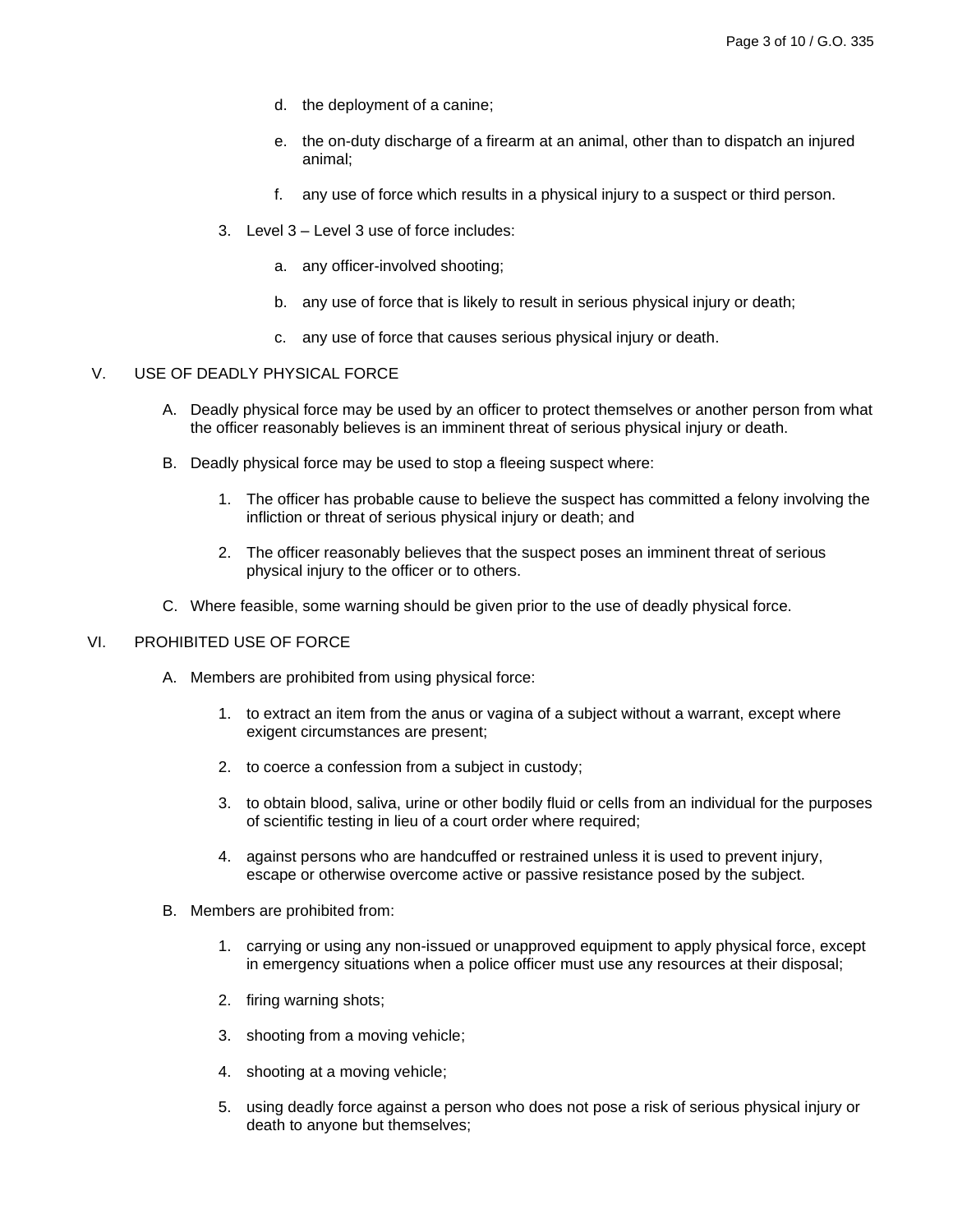d. the deployment of a canine;

   e. the on-duty discharge of a firearm at an animal, other than to dispatch an injured animal;

   f. any use of force which results in a physical injury to a suspect or third person.

3. Level 3 – Level 3 use of force includes:

   a. any officer-involved shooting;

   b. any use of force that is likely to result in serious physical injury or death;

   c. any use of force that causes serious physical injury or death.

## V. USE OF DEADLY PHYSICAL FORCE

A. Deadly physical force may be used by an officer to protect themselves or another person from what the officer reasonably believes is an imminent threat of serious physical injury or death.

B. Deadly physical force may be used to stop a fleeing suspect where:

   1. The officer has probable cause to believe the suspect has committed a felony involving the infliction or threat of serious physical injury or death; and

   2. The officer reasonably believes that the suspect poses an imminent threat of serious physical injury to the officer or to others.

C. Where feasible, some warning should be given prior to the use of deadly physical force.

## VI. PROHIBITED USE OF FORCE

A. Members are prohibited from using physical force:

   1. to extract an item from the anus or vagina of a subject without a warrant, except where exigent circumstances are present;

   2. to coerce a confession from a subject in custody;

   3. to obtain blood, saliva, urine or other bodily fluid or cells from an individual for the purposes of scientific testing in lieu of a court order where required;

   4. against persons who are handcuffed or restrained unless it is used to prevent injury, escape or otherwise overcome active or passive resistance posed by the subject.

B. Members are prohibited from:

   1. carrying or using any non-issued or unapproved equipment to apply physical force, except in emergency situations when a police officer must use any resources at their disposal;

   2. firing warning shots;

   3. shooting from a moving vehicle;

   4. shooting at a moving vehicle;

   5. using deadly force against a person who does not pose a risk of serious physical injury or death to anyone but themselves;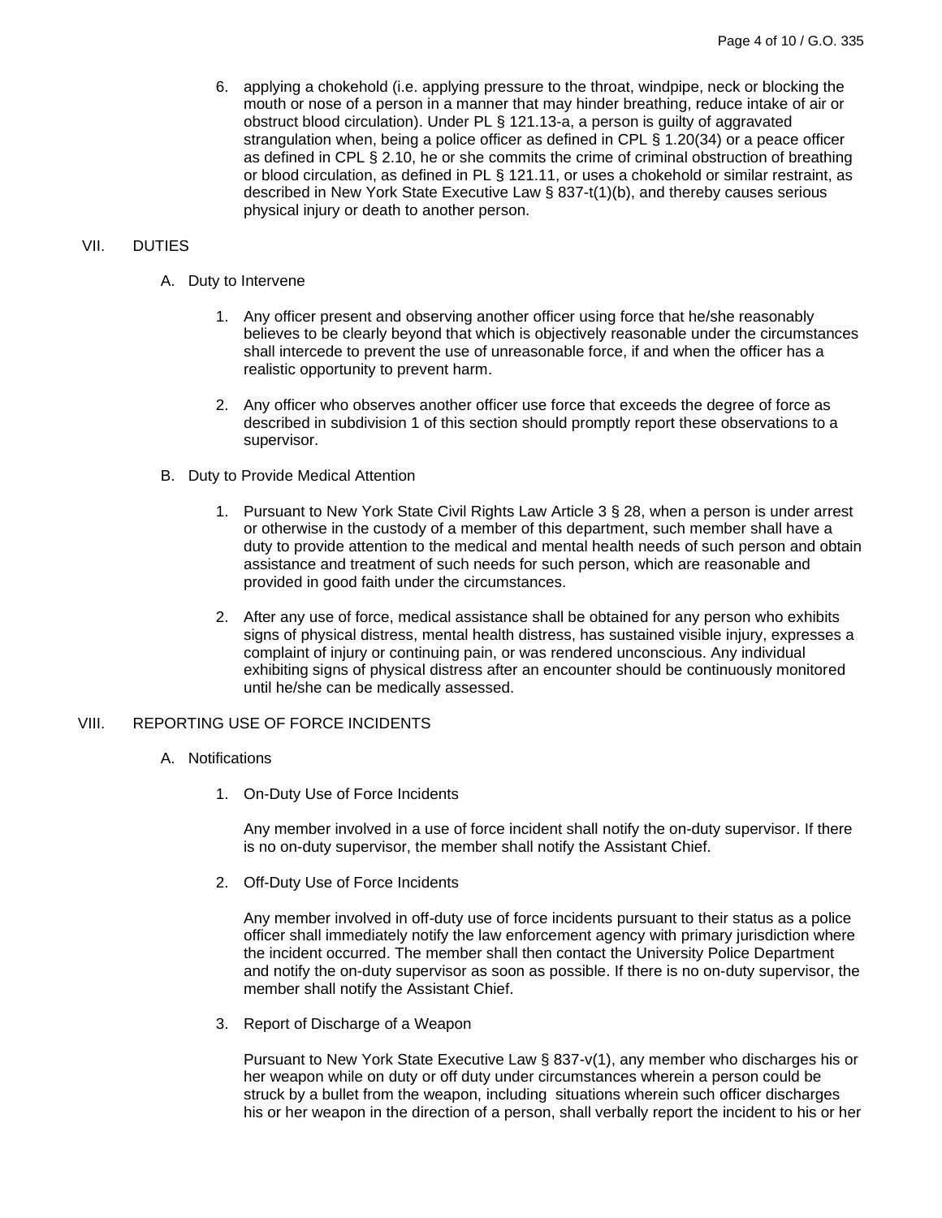6. applying a chokehold (i.e. applying pressure to the throat, windpipe, neck or blocking the mouth or nose of a person in a manner that may hinder breathing, reduce intake of air or obstruct blood circulation). Under PL § 121.13-a, a person is guilty of aggravated strangulation when, being a police officer as defined in CPL § 1.20(34) or a peace officer as defined in CPL § 2.10, he or she commits the crime of criminal obstruction of breathing or blood circulation, as defined in PL § 121.11, or uses a chokehold or similar restraint, as described in New York State Executive Law § 837-t(1)(b), and thereby causes serious physical injury or death to another person.

## VII. DUTIES

### A. Duty to Intervene

1. Any officer present and observing another officer using force that he/she reasonably believes to be clearly beyond that which is objectively reasonable under the circumstances shall intercede to prevent the use of unreasonable force, if and when the officer has a realistic opportunity to prevent harm.

2. Any officer who observes another officer use force that exceeds the degree of force as described in subdivision 1 of this section should promptly report these observations to a supervisor.

### B. Duty to Provide Medical Attention

1. Pursuant to New York State Civil Rights Law Article 3 § 28, when a person is under arrest or otherwise in the custody of a member of this department, such member shall have a duty to provide attention to the medical and mental health needs of such person and obtain assistance and treatment of such needs for such person, which are reasonable and provided in good faith under the circumstances.

2. After any use of force, medical assistance shall be obtained for any person who exhibits signs of physical distress, mental health distress, has sustained visible injury, expresses a complaint of injury or continuing pain, or was rendered unconscious. Any individual exhibiting signs of physical distress after an encounter should be continuously monitored until he/she can be medically assessed.

## VIII. REPORTING USE OF FORCE INCIDENTS

### A. Notifications

1. On-Duty Use of Force Incidents

   Any member involved in a use of force incident shall notify the on-duty supervisor. If there is no on-duty supervisor, the member shall notify the Assistant Chief.

2. Off-Duty Use of Force Incidents

   Any member involved in off-duty use of force incidents pursuant to their status as a police officer shall immediately notify the law enforcement agency with primary jurisdiction where the incident occurred. The member shall then contact the University Police Department and notify the on-duty supervisor as soon as possible. If there is no on-duty supervisor, the member shall notify the Assistant Chief.

3. Report of Discharge of a Weapon

   Pursuant to New York State Executive Law § 837-v(1), any member who discharges his or her weapon while on duty or off duty under circumstances wherein a person could be struck by a bullet from the weapon, including situations wherein such officer discharges his or her weapon in the direction of a person, shall verbally report the incident to his or her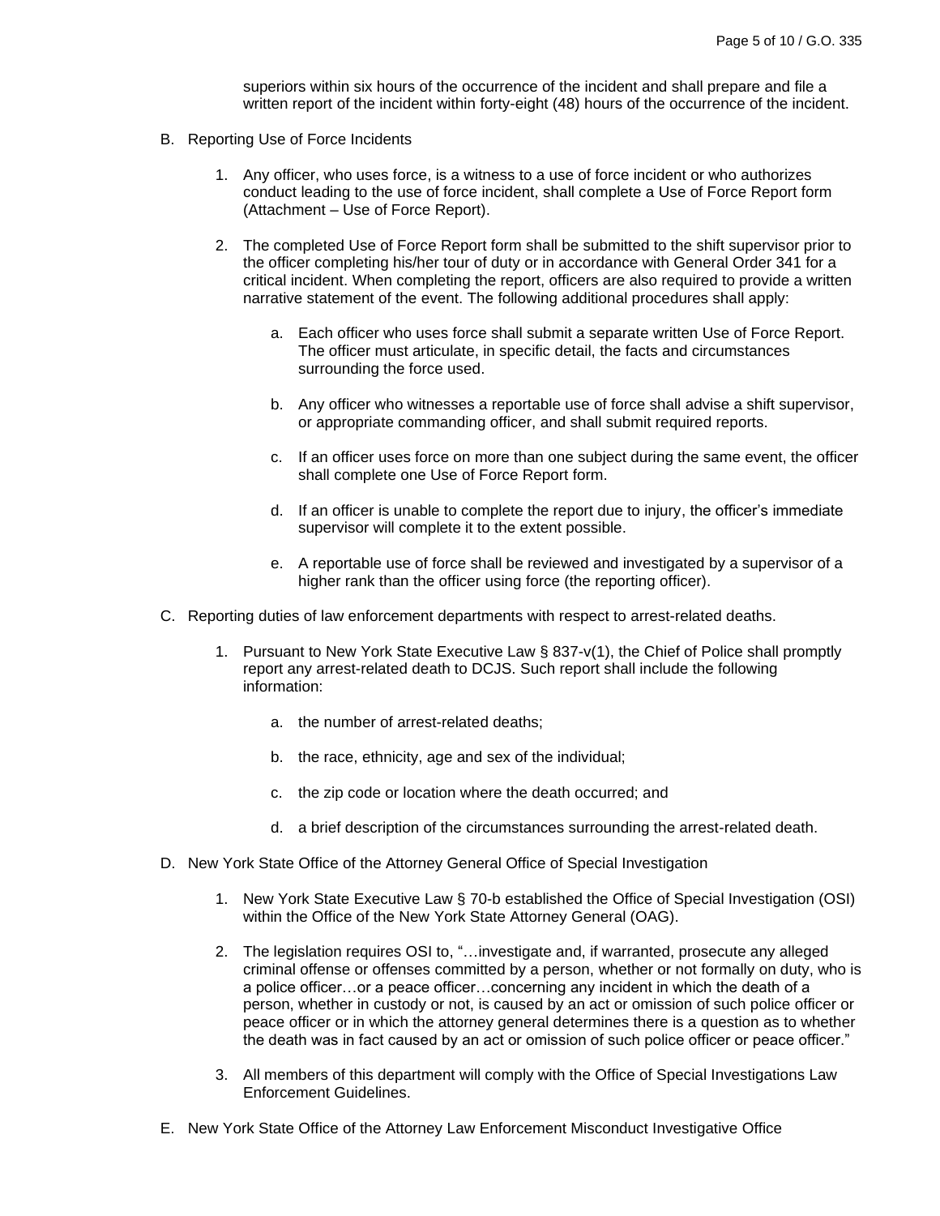superiors within six hours of the occurrence of the incident and shall prepare and file a written report of the incident within forty-eight (48) hours of the occurrence of the incident.

B. Reporting Use of Force Incidents

   1. Any officer, who uses force, is a witness to a use of force incident or who authorizes conduct leading to the use of force incident, shall complete a Use of Force Report form (Attachment – Use of Force Report).

   2. The completed Use of Force Report form shall be submitted to the shift supervisor prior to the officer completing his/her tour of duty or in accordance with General Order 341 for a critical incident. When completing the report, officers are also required to provide a written narrative statement of the event. The following additional procedures shall apply:

      a. Each officer who uses force shall submit a separate written Use of Force Report. The officer must articulate, in specific detail, the facts and circumstances surrounding the force used.

      b. Any officer who witnesses a reportable use of force shall advise a shift supervisor, or appropriate commanding officer, and shall submit required reports.

      c. If an officer uses force on more than one subject during the same event, the officer shall complete one Use of Force Report form.

      d. If an officer is unable to complete the report due to injury, the officer's immediate supervisor will complete it to the extent possible.

      e. A reportable use of force shall be reviewed and investigated by a supervisor of a higher rank than the officer using force (the reporting officer).

C. Reporting duties of law enforcement departments with respect to arrest-related deaths.

   1. Pursuant to New York State Executive Law § 837-v(1), the Chief of Police shall promptly report any arrest-related death to DCJS. Such report shall include the following information:

      a. the number of arrest-related deaths;

      b. the race, ethnicity, age and sex of the individual;

      c. the zip code or location where the death occurred; and

      d. a brief description of the circumstances surrounding the arrest-related death.

D. New York State Office of the Attorney General Office of Special Investigation

   1. New York State Executive Law § 70-b established the Office of Special Investigation (OSI) within the Office of the New York State Attorney General (OAG).

   2. The legislation requires OSI to, "…investigate and, if warranted, prosecute any alleged criminal offense or offenses committed by a person, whether or not formally on duty, who is a police officer…or a peace officer…concerning any incident in which the death of a person, whether in custody or not, is caused by an act or omission of such police officer or peace officer or in which the attorney general determines there is a question as to whether the death was in fact caused by an act or omission of such police officer or peace officer."

   3. All members of this department will comply with the Office of Special Investigations Law Enforcement Guidelines.

E. New York State Office of the Attorney Law Enforcement Misconduct Investigative Office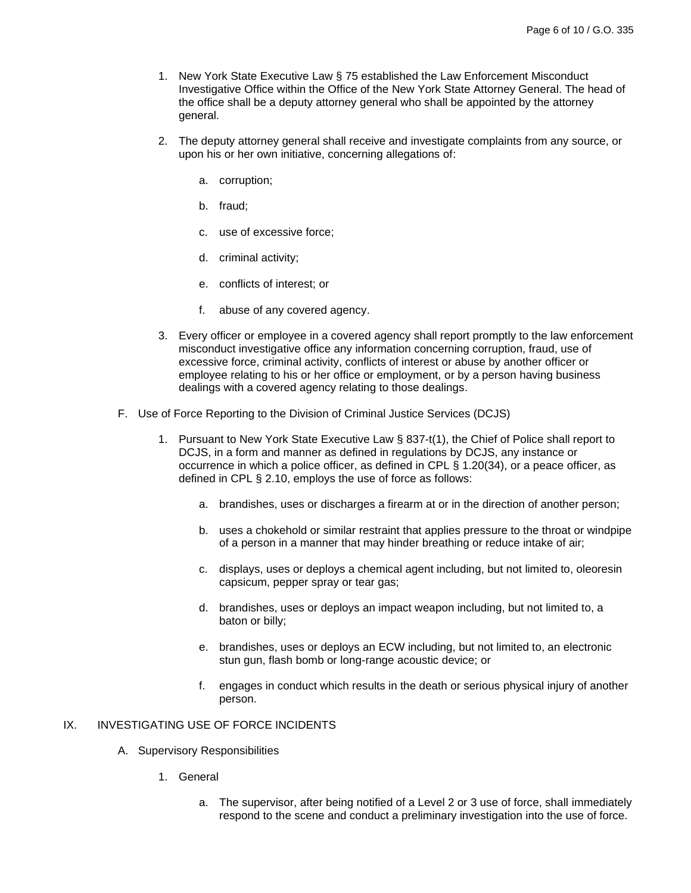1. New York State Executive Law § 75 established the Law Enforcement Misconduct Investigative Office within the Office of the New York State Attorney General. The head of the office shall be a deputy attorney general who shall be appointed by the attorney general.

2. The deputy attorney general shall receive and investigate complaints from any source, or upon his or her own initiative, concerning allegations of:

   a. corruption;

   b. fraud;

   c. use of excessive force;

   d. criminal activity;

   e. conflicts of interest; or

   f. abuse of any covered agency.

3. Every officer or employee in a covered agency shall report promptly to the law enforcement misconduct investigative office any information concerning corruption, fraud, use of excessive force, criminal activity, conflicts of interest or abuse by another officer or employee relating to his or her office or employment, or by a person having business dealings with a covered agency relating to those dealings.

F. Use of Force Reporting to the Division of Criminal Justice Services (DCJS)

1. Pursuant to New York State Executive Law § 837-t(1), the Chief of Police shall report to DCJS, in a form and manner as defined in regulations by DCJS, any instance or occurrence in which a police officer, as defined in CPL § 1.20(34), or a peace officer, as defined in CPL § 2.10, employs the use of force as follows:

   a. brandishes, uses or discharges a firearm at or in the direction of another person;

   b. uses a chokehold or similar restraint that applies pressure to the throat or windpipe of a person in a manner that may hinder breathing or reduce intake of air;

   c. displays, uses or deploys a chemical agent including, but not limited to, oleoresin capsicum, pepper spray or tear gas;

   d. brandishes, uses or deploys an impact weapon including, but not limited to, a baton or billy;

   e. brandishes, uses or deploys an ECW including, but not limited to, an electronic stun gun, flash bomb or long-range acoustic device; or

   f. engages in conduct which results in the death or serious physical injury of another person.

## IX. INVESTIGATING USE OF FORCE INCIDENTS

A. Supervisory Responsibilities

1. General

   a. The supervisor, after being notified of a Level 2 or 3 use of force, shall immediately respond to the scene and conduct a preliminary investigation into the use of force.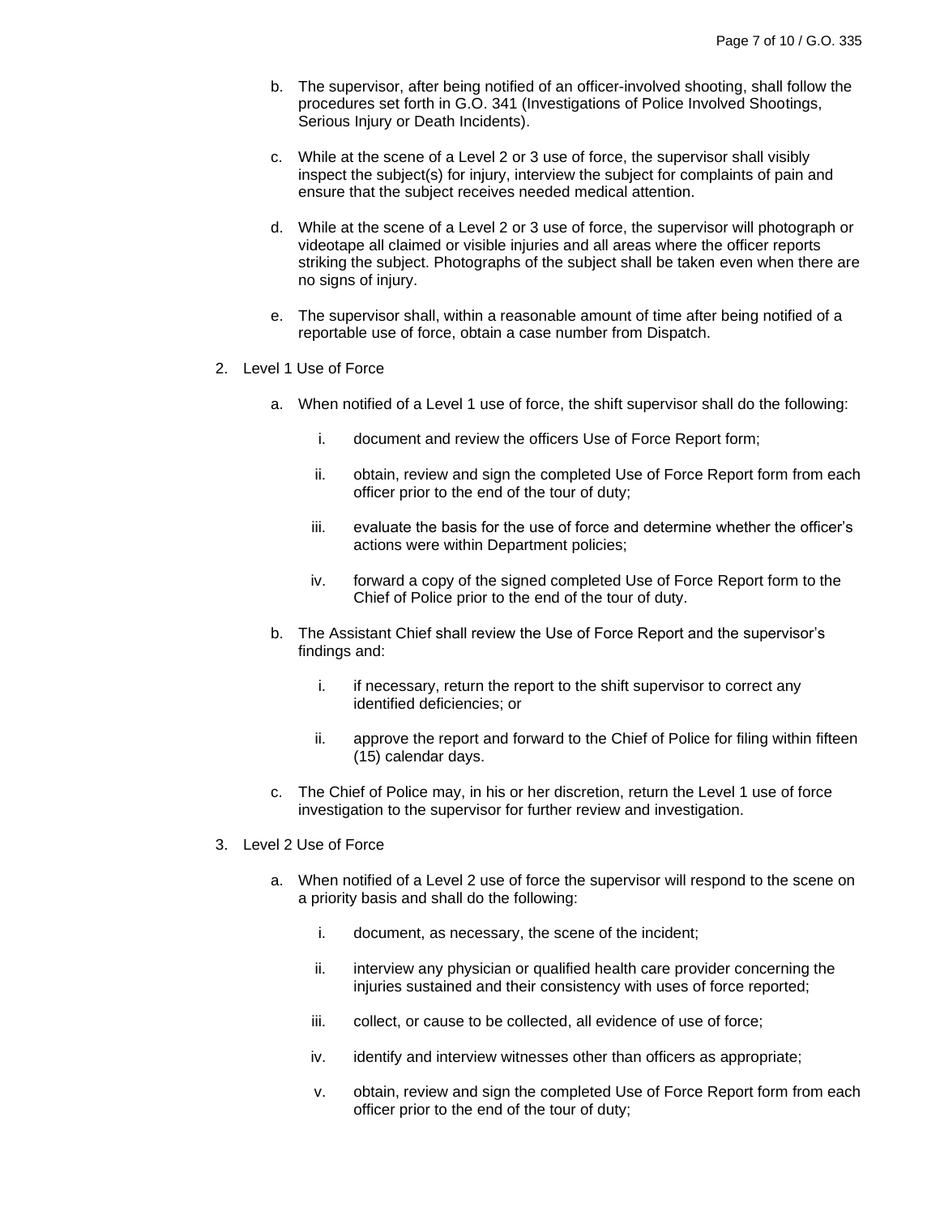b. The supervisor, after being notified of an officer-involved shooting, shall follow the procedures set forth in G.O. 341 (Investigations of Police Involved Shootings, Serious Injury or Death Incidents).

c. While at the scene of a Level 2 or 3 use of force, the supervisor shall visibly inspect the subject(s) for injury, interview the subject for complaints of pain and ensure that the subject receives needed medical attention.

d. While at the scene of a Level 2 or 3 use of force, the supervisor will photograph or videotape all claimed or visible injuries and all areas where the officer reports striking the subject. Photographs of the subject shall be taken even when there are no signs of injury.

e. The supervisor shall, within a reasonable amount of time after being notified of a reportable use of force, obtain a case number from Dispatch.

2. Level 1 Use of Force

   a. When notified of a Level 1 use of force, the shift supervisor shall do the following:

      i. document and review the officers Use of Force Report form;

      ii. obtain, review and sign the completed Use of Force Report form from each officer prior to the end of the tour of duty;

      iii. evaluate the basis for the use of force and determine whether the officer's actions were within Department policies;

      iv. forward a copy of the signed completed Use of Force Report form to the Chief of Police prior to the end of the tour of duty.

   b. The Assistant Chief shall review the Use of Force Report and the supervisor's findings and:

      i. if necessary, return the report to the shift supervisor to correct any identified deficiencies; or

      ii. approve the report and forward to the Chief of Police for filing within fifteen (15) calendar days.

   c. The Chief of Police may, in his or her discretion, return the Level 1 use of force investigation to the supervisor for further review and investigation.

3. Level 2 Use of Force

   a. When notified of a Level 2 use of force the supervisor will respond to the scene on a priority basis and shall do the following:

      i. document, as necessary, the scene of the incident;

      ii. interview any physician or qualified health care provider concerning the injuries sustained and their consistency with uses of force reported;

      iii. collect, or cause to be collected, all evidence of use of force;

      iv. identify and interview witnesses other than officers as appropriate;

      v. obtain, review and sign the completed Use of Force Report form from each officer prior to the end of the tour of duty;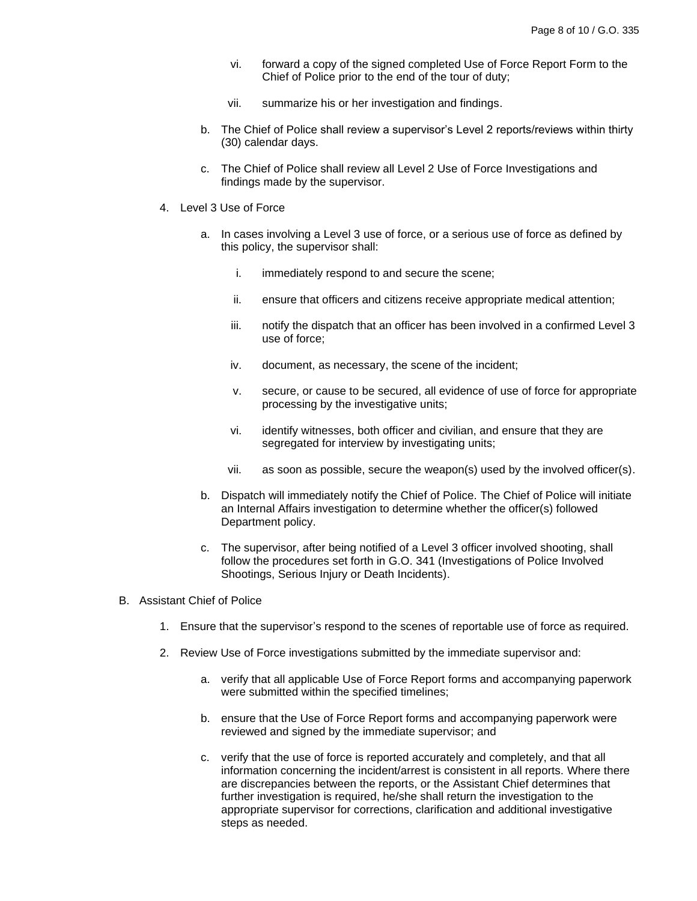vi. forward a copy of the signed completed Use of Force Report Form to the Chief of Police prior to the end of the tour of duty;

   vii. summarize his or her investigation and findings.

b. The Chief of Police shall review a supervisor's Level 2 reports/reviews within thirty (30) calendar days.

c. The Chief of Police shall review all Level 2 Use of Force Investigations and findings made by the supervisor.

4. Level 3 Use of Force

   a. In cases involving a Level 3 use of force, or a serious use of force as defined by this policy, the supervisor shall:

      i. immediately respond to and secure the scene;

      ii. ensure that officers and citizens receive appropriate medical attention;

      iii. notify the dispatch that an officer has been involved in a confirmed Level 3 use of force;

      iv. document, as necessary, the scene of the incident;

      v. secure, or cause to be secured, all evidence of use of force for appropriate processing by the investigative units;

      vi. identify witnesses, both officer and civilian, and ensure that they are segregated for interview by investigating units;

      vii. as soon as possible, secure the weapon(s) used by the involved officer(s).

   b. Dispatch will immediately notify the Chief of Police. The Chief of Police will initiate an Internal Affairs investigation to determine whether the officer(s) followed Department policy.

   c. The supervisor, after being notified of a Level 3 officer involved shooting, shall follow the procedures set forth in G.O. 341 (Investigations of Police Involved Shootings, Serious Injury or Death Incidents).

B. Assistant Chief of Police

   1. Ensure that the supervisor's respond to the scenes of reportable use of force as required.

   2. Review Use of Force investigations submitted by the immediate supervisor and:

      a. verify that all applicable Use of Force Report forms and accompanying paperwork were submitted within the specified timelines;

      b. ensure that the Use of Force Report forms and accompanying paperwork were reviewed and signed by the immediate supervisor; and

      c. verify that the use of force is reported accurately and completely, and that all information concerning the incident/arrest is consistent in all reports. Where there are discrepancies between the reports, or the Assistant Chief determines that further investigation is required, he/she shall return the investigation to the appropriate supervisor for corrections, clarification and additional investigative steps as needed.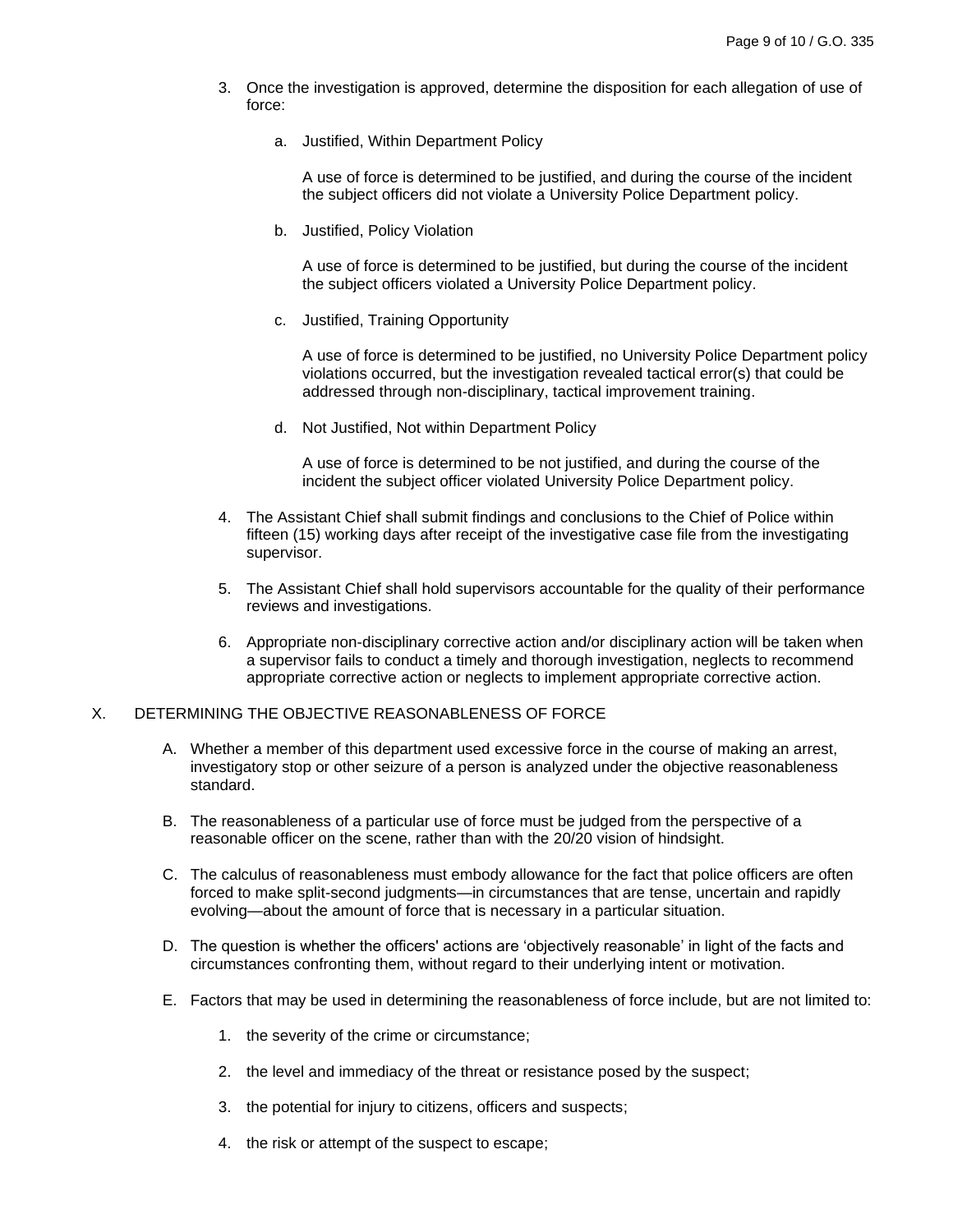3. Once the investigation is approved, determine the disposition for each allegation of use of force:

   a. Justified, Within Department Policy

      A use of force is determined to be justified, and during the course of the incident the subject officers did not violate a University Police Department policy.

   b. Justified, Policy Violation

      A use of force is determined to be justified, but during the course of the incident the subject officers violated a University Police Department policy.

   c. Justified, Training Opportunity

      A use of force is determined to be justified, no University Police Department policy violations occurred, but the investigation revealed tactical error(s) that could be addressed through non-disciplinary, tactical improvement training.

   d. Not Justified, Not within Department Policy

      A use of force is determined to be not justified, and during the course of the incident the subject officer violated University Police Department policy.

4. The Assistant Chief shall submit findings and conclusions to the Chief of Police within fifteen (15) working days after receipt of the investigative case file from the investigating supervisor.

5. The Assistant Chief shall hold supervisors accountable for the quality of their performance reviews and investigations.

6. Appropriate non-disciplinary corrective action and/or disciplinary action will be taken when a supervisor fails to conduct a timely and thorough investigation, neglects to recommend appropriate corrective action or neglects to implement appropriate corrective action.

## X. DETERMINING THE OBJECTIVE REASONABLENESS OF FORCE

A. Whether a member of this department used excessive force in the course of making an arrest, investigatory stop or other seizure of a person is analyzed under the objective reasonableness standard.

B. The reasonableness of a particular use of force must be judged from the perspective of a reasonable officer on the scene, rather than with the 20/20 vision of hindsight.

C. The calculus of reasonableness must embody allowance for the fact that police officers are often forced to make split-second judgments—in circumstances that are tense, uncertain and rapidly evolving—about the amount of force that is necessary in a particular situation.

D. The question is whether the officers' actions are 'objectively reasonable' in light of the facts and circumstances confronting them, without regard to their underlying intent or motivation.

E. Factors that may be used in determining the reasonableness of force include, but are not limited to:

   1. the severity of the crime or circumstance;

   2. the level and immediacy of the threat or resistance posed by the suspect;

   3. the potential for injury to citizens, officers and suspects;

   4. the risk or attempt of the suspect to escape;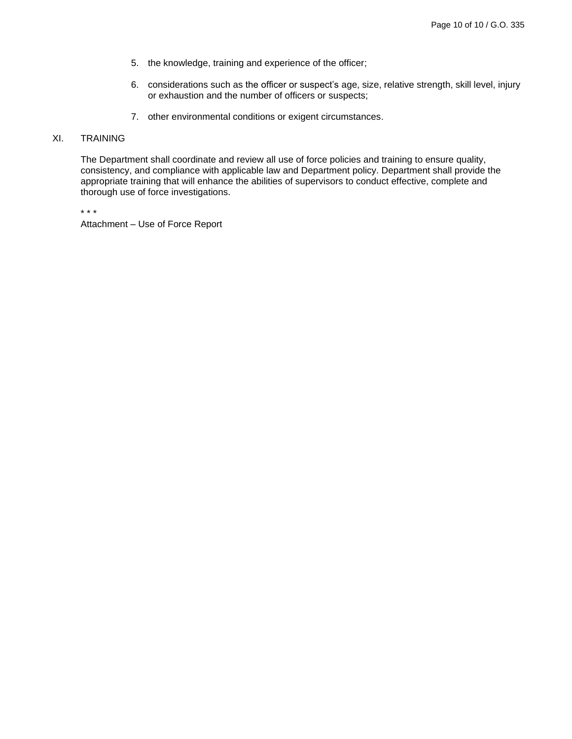5. the knowledge, training and experience of the officer;

6. considerations such as the officer or suspect's age, size, relative strength, skill level, injury or exhaustion and the number of officers or suspects;

7. other environmental conditions or exigent circumstances.

## XI. TRAINING

The Department shall coordinate and review all use of force policies and training to ensure quality, consistency, and compliance with applicable law and Department policy. Department shall provide the appropriate training that will enhance the abilities of supervisors to conduct effective, complete and thorough use of force investigations.

\* \* \*

Attachment – Use of Force Report